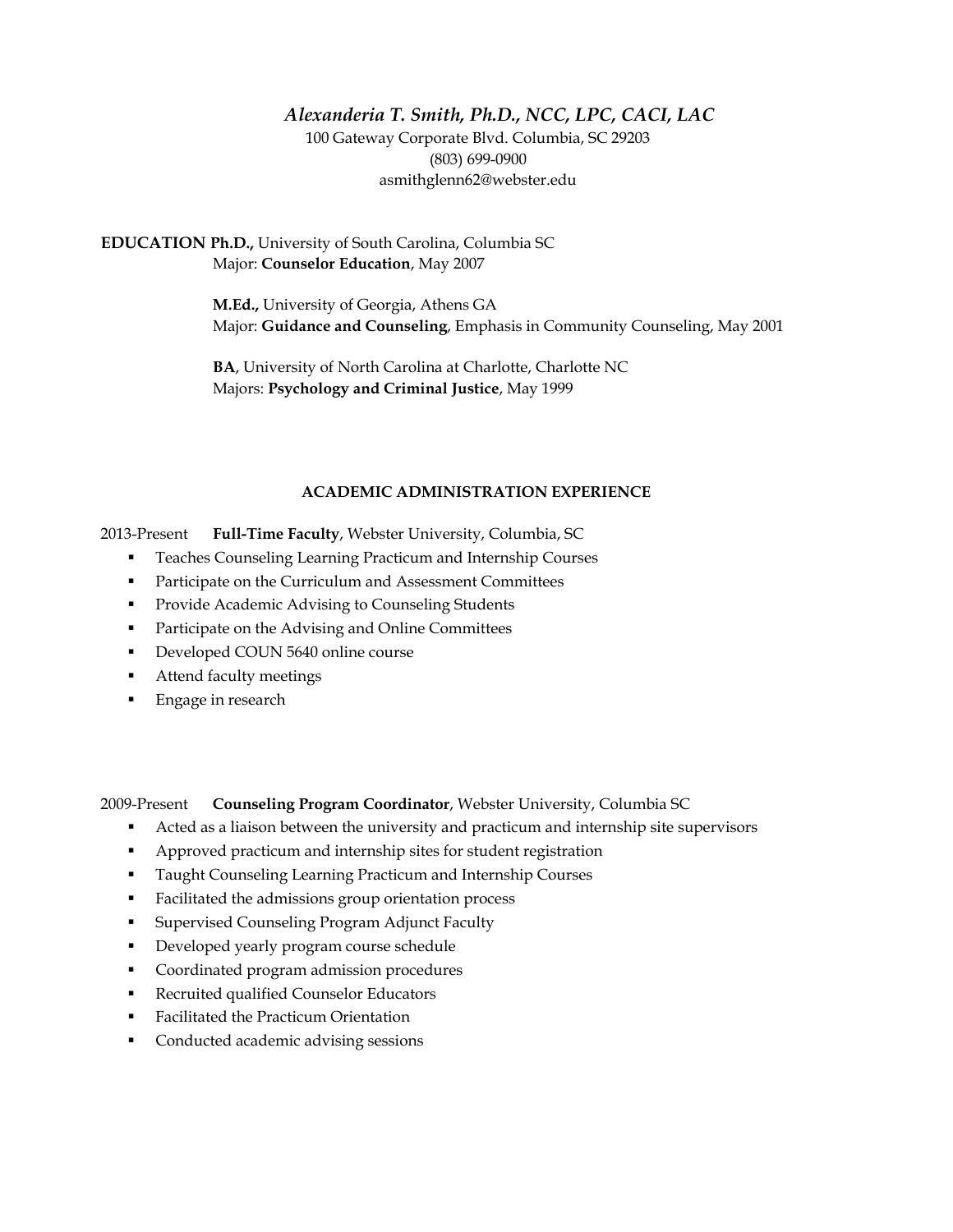# *Alexanderia T. Smith, Ph.D., NCC, LPC, CACI, LAC*

100 Gateway Corporate Blvd. Columbia, SC 29203
(803) 699-0900
asmithglenn62@webster.edu

**EDUCATION** **Ph.D.,** University of South Carolina, Columbia SC
Major: **Counselor Education**, May 2007

**M.Ed.,** University of Georgia, Athens GA
Major: **Guidance and Counseling**, Emphasis in Community Counseling, May 2001

**BA**, University of North Carolina at Charlotte, Charlotte NC
Majors: **Psychology and Criminal Justice**, May 1999

## ACADEMIC ADMINISTRATION EXPERIENCE

2013-Present **Full-Time Faculty**, Webster University, Columbia, SC

- Teaches Counseling Learning Practicum and Internship Courses
- Participate on the Curriculum and Assessment Committees
- Provide Academic Advising to Counseling Students
- Participate on the Advising and Online Committees
- Developed COUN 5640 online course
- Attend faculty meetings
- Engage in research

2009-Present **Counseling Program Coordinator**, Webster University, Columbia SC

- Acted as a liaison between the university and practicum and internship site supervisors
- Approved practicum and internship sites for student registration
- Taught Counseling Learning Practicum and Internship Courses
- Facilitated the admissions group orientation process
- Supervised Counseling Program Adjunct Faculty
- Developed yearly program course schedule
- Coordinated program admission procedures
- Recruited qualified Counselor Educators
- Facilitated the Practicum Orientation
- Conducted academic advising sessions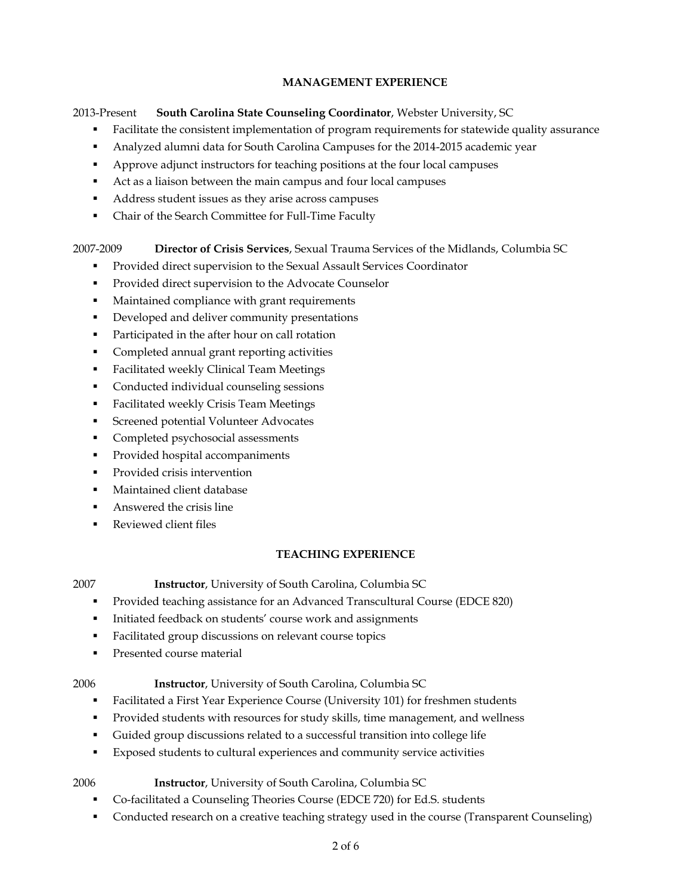## MANAGEMENT EXPERIENCE

2013-Present **South Carolina State Counseling Coordinator**, Webster University, SC

- Facilitate the consistent implementation of program requirements for statewide quality assurance
- Analyzed alumni data for South Carolina Campuses for the 2014-2015 academic year
- Approve adjunct instructors for teaching positions at the four local campuses
- Act as a liaison between the main campus and four local campuses
- Address student issues as they arise across campuses
- Chair of the Search Committee for Full-Time Faculty

2007-2009 **Director of Crisis Services**, Sexual Trauma Services of the Midlands, Columbia SC

- Provided direct supervision to the Sexual Assault Services Coordinator
- Provided direct supervision to the Advocate Counselor
- Maintained compliance with grant requirements
- Developed and deliver community presentations
- Participated in the after hour on call rotation
- Completed annual grant reporting activities
- Facilitated weekly Clinical Team Meetings
- Conducted individual counseling sessions
- Facilitated weekly Crisis Team Meetings
- Screened potential Volunteer Advocates
- Completed psychosocial assessments
- Provided hospital accompaniments
- Provided crisis intervention
- Maintained client database
- Answered the crisis line
- Reviewed client files

## TEACHING EXPERIENCE

2007 **Instructor**, University of South Carolina, Columbia SC

- Provided teaching assistance for an Advanced Transcultural Course (EDCE 820)
- Initiated feedback on students' course work and assignments
- Facilitated group discussions on relevant course topics
- Presented course material

2006 **Instructor**, University of South Carolina, Columbia SC

- Facilitated a First Year Experience Course (University 101) for freshmen students
- Provided students with resources for study skills, time management, and wellness
- Guided group discussions related to a successful transition into college life
- Exposed students to cultural experiences and community service activities

2006 **Instructor**, University of South Carolina, Columbia SC

- Co-facilitated a Counseling Theories Course (EDCE 720) for Ed.S. students
- Conducted research on a creative teaching strategy used in the course (Transparent Counseling)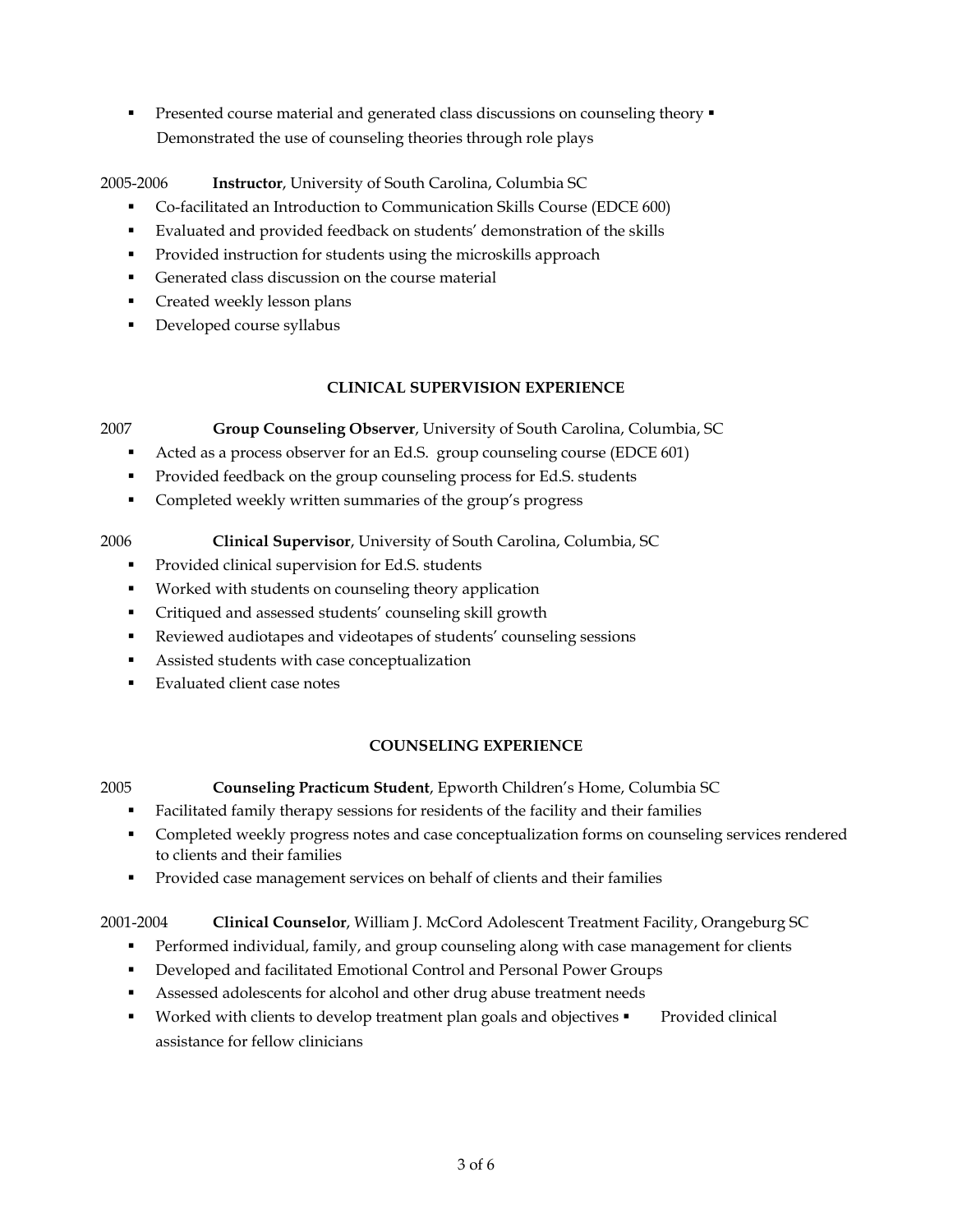- Presented course material and generated class discussions on counseling theory
- Demonstrated the use of counseling theories through role plays

2005-2006 **Instructor**, University of South Carolina, Columbia SC

- Co-facilitated an Introduction to Communication Skills Course (EDCE 600)
- Evaluated and provided feedback on students' demonstration of the skills
- Provided instruction for students using the microskills approach
- Generated class discussion on the course material
- Created weekly lesson plans
- Developed course syllabus

## CLINICAL SUPERVISION EXPERIENCE

2007 **Group Counseling Observer**, University of South Carolina, Columbia, SC

- Acted as a process observer for an Ed.S. group counseling course (EDCE 601)
- Provided feedback on the group counseling process for Ed.S. students
- Completed weekly written summaries of the group's progress

2006 **Clinical Supervisor**, University of South Carolina, Columbia, SC

- Provided clinical supervision for Ed.S. students
- Worked with students on counseling theory application
- Critiqued and assessed students' counseling skill growth
- Reviewed audiotapes and videotapes of students' counseling sessions
- Assisted students with case conceptualization
- Evaluated client case notes

## COUNSELING EXPERIENCE

2005 **Counseling Practicum Student**, Epworth Children's Home, Columbia SC

- Facilitated family therapy sessions for residents of the facility and their families
- Completed weekly progress notes and case conceptualization forms on counseling services rendered to clients and their families
- Provided case management services on behalf of clients and their families

2001-2004 **Clinical Counselor**, William J. McCord Adolescent Treatment Facility, Orangeburg SC

- Performed individual, family, and group counseling along with case management for clients
- Developed and facilitated Emotional Control and Personal Power Groups
- Assessed adolescents for alcohol and other drug abuse treatment needs
- Worked with clients to develop treatment plan goals and objectives
- Provided clinical assistance for fellow clinicians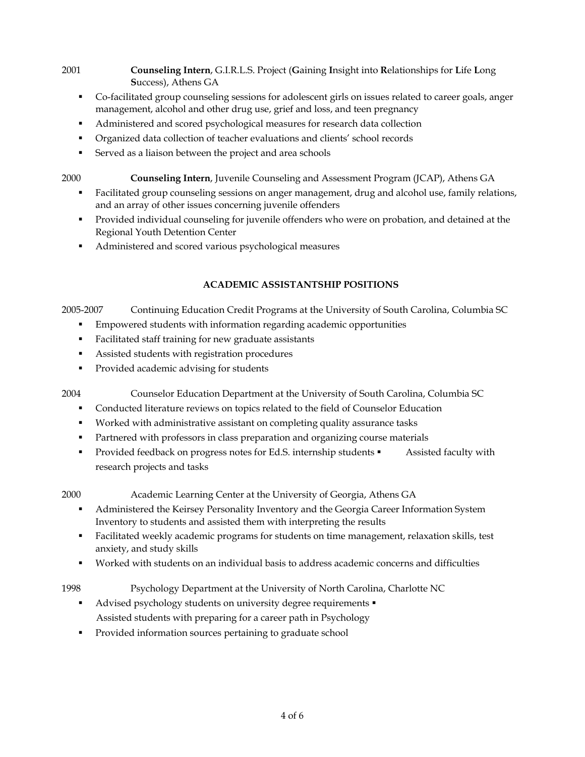2001 **Counseling Intern**, G.I.R.L.S. Project (**G**aining **I**nsight into **R**elationships for **L**ife **L**ong **S**uccess), Athens GA

- Co-facilitated group counseling sessions for adolescent girls on issues related to career goals, anger management, alcohol and other drug use, grief and loss, and teen pregnancy
- Administered and scored psychological measures for research data collection
- Organized data collection of teacher evaluations and clients' school records
- Served as a liaison between the project and area schools

2000 **Counseling Intern**, Juvenile Counseling and Assessment Program (JCAP), Athens GA

- Facilitated group counseling sessions on anger management, drug and alcohol use, family relations, and an array of other issues concerning juvenile offenders
- Provided individual counseling for juvenile offenders who were on probation, and detained at the Regional Youth Detention Center
- Administered and scored various psychological measures

## ACADEMIC ASSISTANTSHIP POSITIONS

2005-2007 Continuing Education Credit Programs at the University of South Carolina, Columbia SC

- Empowered students with information regarding academic opportunities
- Facilitated staff training for new graduate assistants
- Assisted students with registration procedures
- Provided academic advising for students

2004 Counselor Education Department at the University of South Carolina, Columbia SC

- Conducted literature reviews on topics related to the field of Counselor Education
- Worked with administrative assistant on completing quality assurance tasks
- Partnered with professors in class preparation and organizing course materials
- Provided feedback on progress notes for Ed.S. internship students
- Assisted faculty with research projects and tasks

2000 Academic Learning Center at the University of Georgia, Athens GA

- Administered the Keirsey Personality Inventory and the Georgia Career Information System Inventory to students and assisted them with interpreting the results
- Facilitated weekly academic programs for students on time management, relaxation skills, test anxiety, and study skills
- Worked with students on an individual basis to address academic concerns and difficulties

1998 Psychology Department at the University of North Carolina, Charlotte NC

- Advised psychology students on university degree requirements
- Assisted students with preparing for a career path in Psychology
- Provided information sources pertaining to graduate school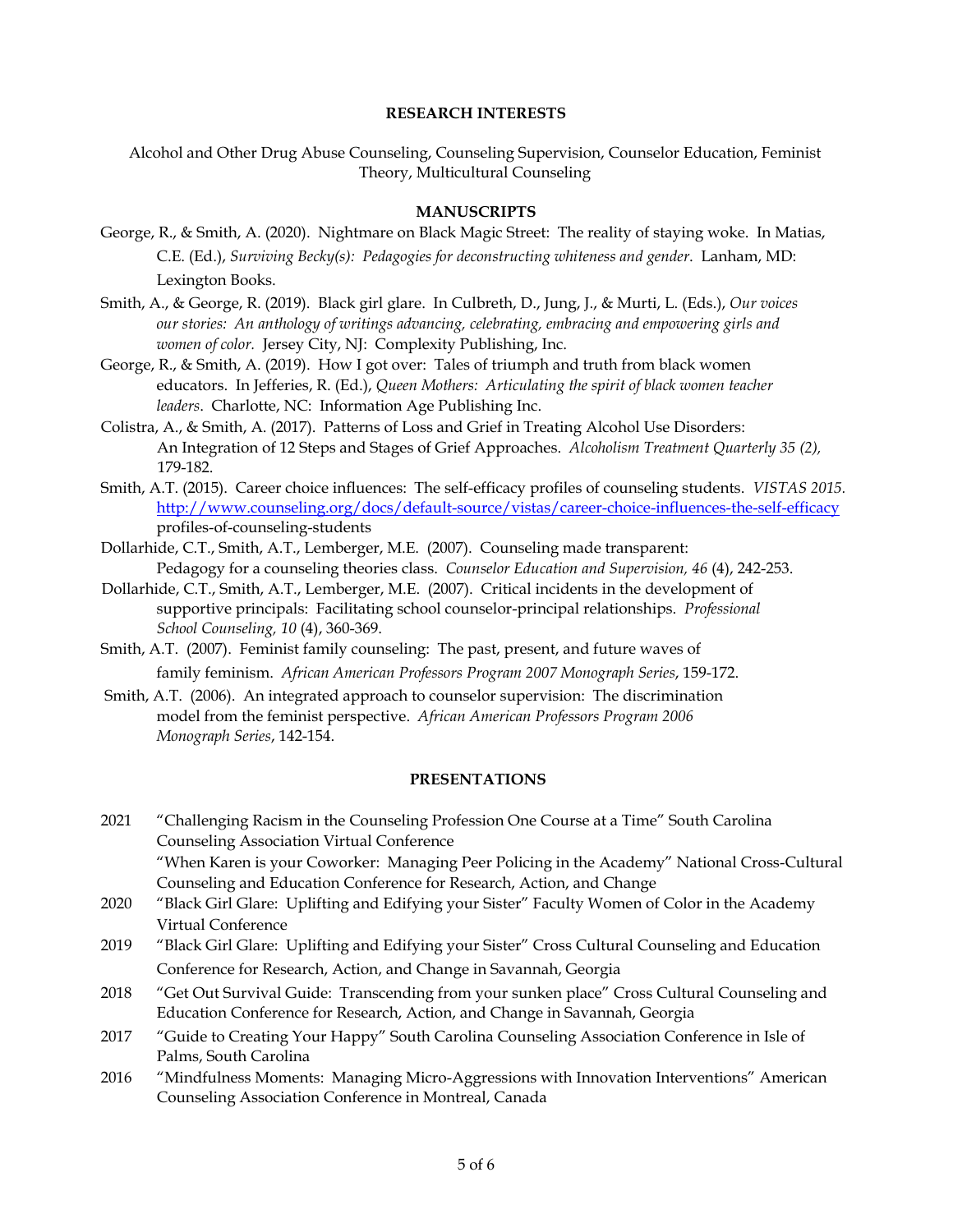## RESEARCH INTERESTS

Alcohol and Other Drug Abuse Counseling, Counseling Supervision, Counselor Education, Feminist Theory, Multicultural Counseling

## MANUSCRIPTS

George, R., & Smith, A. (2020). Nightmare on Black Magic Street: The reality of staying woke. In Matias, C.E. (Ed.), *Surviving Becky(s): Pedagogies for deconstructing whiteness and gender*. Lanham, MD: Lexington Books.

Smith, A., & George, R. (2019). Black girl glare. In Culbreth, D., Jung, J., & Murti, L. (Eds.), *Our voices our stories: An anthology of writings advancing, celebrating, embracing and empowering girls and women of color.* Jersey City, NJ: Complexity Publishing, Inc.

George, R., & Smith, A. (2019). How I got over: Tales of triumph and truth from black women educators. In Jefferies, R. (Ed.), *Queen Mothers: Articulating the spirit of black women teacher leaders*. Charlotte, NC: Information Age Publishing Inc.

Colistra, A., & Smith, A. (2017). Patterns of Loss and Grief in Treating Alcohol Use Disorders: An Integration of 12 Steps and Stages of Grief Approaches. *Alcoholism Treatment Quarterly 35 (2),* 179-182.

Smith, A.T. (2015). Career choice influences: The self-efficacy profiles of counseling students. *VISTAS 2015.* http://www.counseling.org/docs/default-source/vistas/career-choice-influences-the-self-efficacy profiles-of-counseling-students

Dollarhide, C.T., Smith, A.T., Lemberger, M.E. (2007). Counseling made transparent: Pedagogy for a counseling theories class. *Counselor Education and Supervision, 46* (4), 242-253.

Dollarhide, C.T., Smith, A.T., Lemberger, M.E. (2007). Critical incidents in the development of supportive principals: Facilitating school counselor-principal relationships. *Professional School Counseling, 10* (4), 360-369.

Smith, A.T. (2007). Feminist family counseling: The past, present, and future waves of family feminism. *African American Professors Program 2007 Monograph Series*, 159-172.

Smith, A.T. (2006). An integrated approach to counselor supervision: The discrimination model from the feminist perspective. *African American Professors Program 2006 Monograph Series*, 142-154.

## PRESENTATIONS

2021 "Challenging Racism in the Counseling Profession One Course at a Time" South Carolina Counseling Association Virtual Conference

"When Karen is your Coworker: Managing Peer Policing in the Academy" National Cross-Cultural Counseling and Education Conference for Research, Action, and Change

2020 "Black Girl Glare: Uplifting and Edifying your Sister" Faculty Women of Color in the Academy Virtual Conference

2019 "Black Girl Glare: Uplifting and Edifying your Sister" Cross Cultural Counseling and Education Conference for Research, Action, and Change in Savannah, Georgia

2018 "Get Out Survival Guide: Transcending from your sunken place" Cross Cultural Counseling and Education Conference for Research, Action, and Change in Savannah, Georgia

2017 "Guide to Creating Your Happy" South Carolina Counseling Association Conference in Isle of Palms, South Carolina

2016 "Mindfulness Moments: Managing Micro-Aggressions with Innovation Interventions" American Counseling Association Conference in Montreal, Canada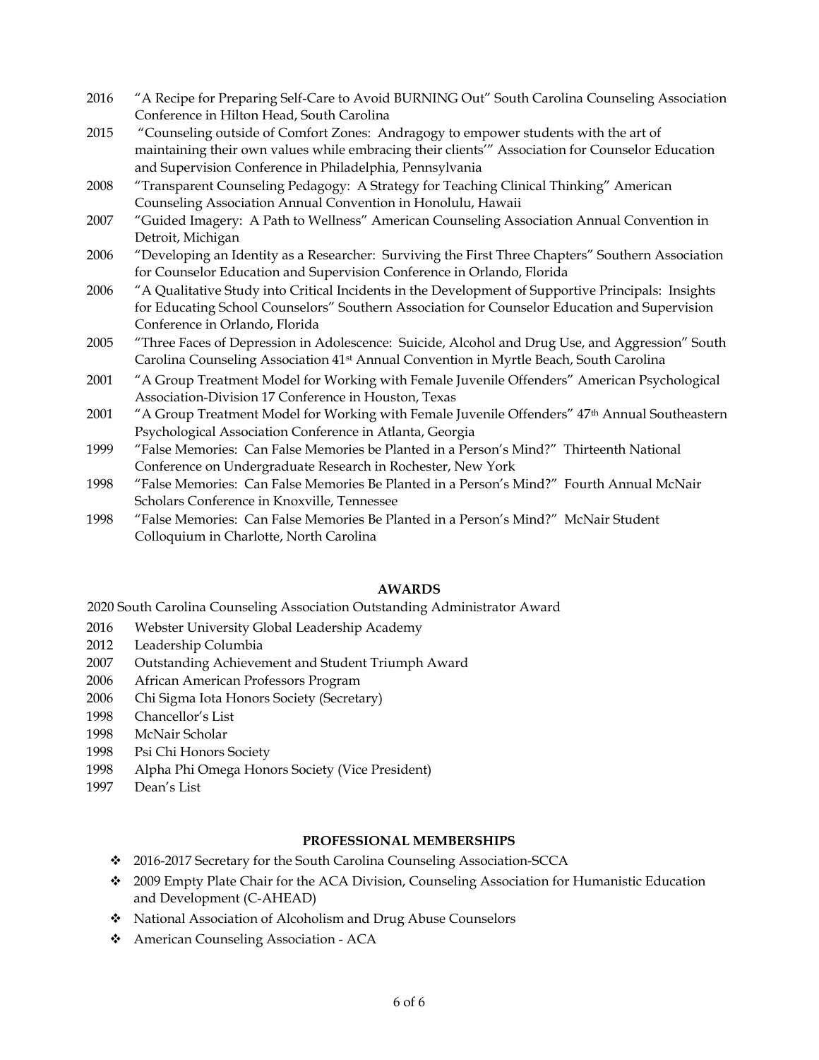2016 "A Recipe for Preparing Self-Care to Avoid BURNING Out" South Carolina Counseling Association Conference in Hilton Head, South Carolina

2015 "Counseling outside of Comfort Zones: Andragogy to empower students with the art of maintaining their own values while embracing their clients'" Association for Counselor Education and Supervision Conference in Philadelphia, Pennsylvania

2008 "Transparent Counseling Pedagogy: A Strategy for Teaching Clinical Thinking" American Counseling Association Annual Convention in Honolulu, Hawaii

2007 "Guided Imagery: A Path to Wellness" American Counseling Association Annual Convention in Detroit, Michigan

2006 "Developing an Identity as a Researcher: Surviving the First Three Chapters" Southern Association for Counselor Education and Supervision Conference in Orlando, Florida

2006 "A Qualitative Study into Critical Incidents in the Development of Supportive Principals: Insights for Educating School Counselors" Southern Association for Counselor Education and Supervision Conference in Orlando, Florida

2005 "Three Faces of Depression in Adolescence: Suicide, Alcohol and Drug Use, and Aggression" South Carolina Counseling Association 41st Annual Convention in Myrtle Beach, South Carolina

2001 "A Group Treatment Model for Working with Female Juvenile Offenders" American Psychological Association-Division 17 Conference in Houston, Texas

2001 "A Group Treatment Model for Working with Female Juvenile Offenders" 47th Annual Southeastern Psychological Association Conference in Atlanta, Georgia

1999 "False Memories: Can False Memories be Planted in a Person's Mind?" Thirteenth National Conference on Undergraduate Research in Rochester, New York

1998 "False Memories: Can False Memories Be Planted in a Person's Mind?" Fourth Annual McNair Scholars Conference in Knoxville, Tennessee

1998 "False Memories: Can False Memories Be Planted in a Person's Mind?" McNair Student Colloquium in Charlotte, North Carolina

## AWARDS

2020 South Carolina Counseling Association Outstanding Administrator Award
2016 Webster University Global Leadership Academy
2012 Leadership Columbia
2007 Outstanding Achievement and Student Triumph Award
2006 African American Professors Program
2006 Chi Sigma Iota Honors Society (Secretary)
1998 Chancellor's List
1998 McNair Scholar
1998 Psi Chi Honors Society
1998 Alpha Phi Omega Honors Society (Vice President)
1997 Dean's List

## PROFESSIONAL MEMBERSHIPS

- 2016-2017 Secretary for the South Carolina Counseling Association-SCCA
- 2009 Empty Plate Chair for the ACA Division, Counseling Association for Humanistic Education and Development (C-AHEAD)
- National Association of Alcoholism and Drug Abuse Counselors
- American Counseling Association - ACA